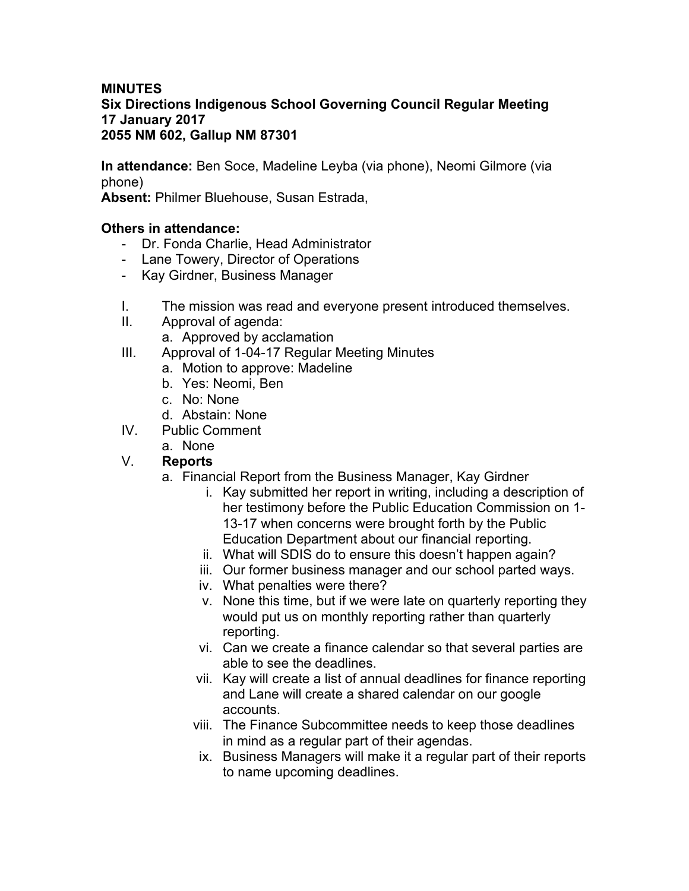**MINUTES**
**Six Directions Indigenous School Governing Council Regular Meeting**
**17 January 2017**
**2055 NM 602, Gallup NM 87301**

**In attendance:** Ben Soce, Madeline Leyba (via phone), Neomi Gilmore (via phone)
**Absent:** Philmer Bluehouse, Susan Estrada,

**Others in attendance:**

- Dr. Fonda Charlie, Head Administrator
- Lane Towery, Director of Operations
- Kay Girdner, Business Manager

I. The mission was read and everyone present introduced themselves.

II. Approval of agenda:
   a. Approved by acclamation

III. Approval of 1-04-17 Regular Meeting Minutes
   a. Motion to approve: Madeline
   b. Yes: Neomi, Ben
   c. No: None
   d. Abstain: None

IV. Public Comment
   a. None

V. **Reports**
   a. Financial Report from the Business Manager, Kay Girdner
      i. Kay submitted her report in writing, including a description of her testimony before the Public Education Commission on 1-13-17 when concerns were brought forth by the Public Education Department about our financial reporting.
      ii. What will SDIS do to ensure this doesn't happen again?
      iii. Our former business manager and our school parted ways.
      iv. What penalties were there?
      v. None this time, but if we were late on quarterly reporting they would put us on monthly reporting rather than quarterly reporting.
      vi. Can we create a finance calendar so that several parties are able to see the deadlines.
      vii. Kay will create a list of annual deadlines for finance reporting and Lane will create a shared calendar on our google accounts.
      viii. The Finance Subcommittee needs to keep those deadlines in mind as a regular part of their agendas.
      ix. Business Managers will make it a regular part of their reports to name upcoming deadlines.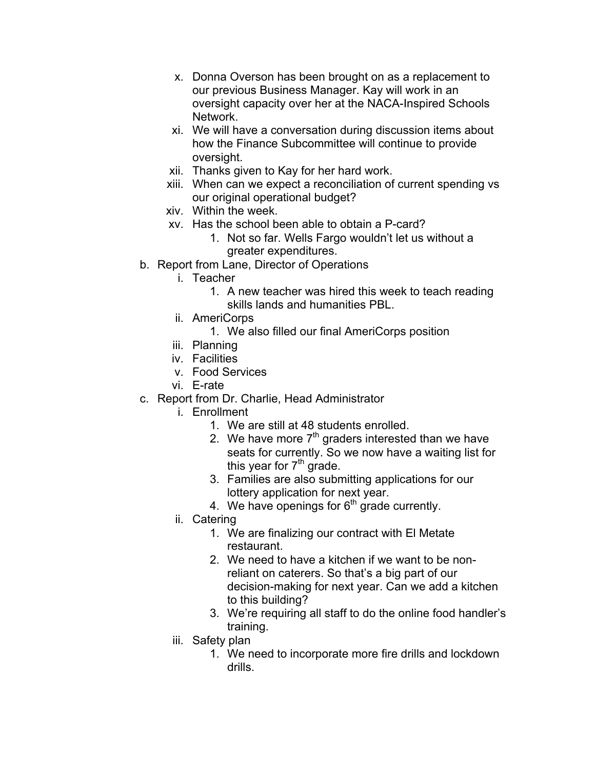x. Donna Overson has been brought on as a replacement to our previous Business Manager. Kay will work in an oversight capacity over her at the NACA-Inspired Schools Network.

xi. We will have a conversation during discussion items about how the Finance Subcommittee will continue to provide oversight.

xii. Thanks given to Kay for her hard work.

xiii. When can we expect a reconciliation of current spending vs our original operational budget?

xiv. Within the week.

xv. Has the school been able to obtain a P-card?

1. Not so far. Wells Fargo wouldn't let us without a greater expenditures.

b. Report from Lane, Director of Operations

i. Teacher

1. A new teacher was hired this week to teach reading skills lands and humanities PBL.

ii. AmeriCorps

1. We also filled our final AmeriCorps position

iii. Planning

iv. Facilities

v. Food Services

vi. E-rate

c. Report from Dr. Charlie, Head Administrator

i. Enrollment

1. We are still at 48 students enrolled.
2. We have more 7th graders interested than we have seats for currently. So we now have a waiting list for this year for 7th grade.
3. Families are also submitting applications for our lottery application for next year.
4. We have openings for 6th grade currently.

ii. Catering

1. We are finalizing our contract with El Metate restaurant.
2. We need to have a kitchen if we want to be non-reliant on caterers. So that's a big part of our decision-making for next year. Can we add a kitchen to this building?
3. We're requiring all staff to do the online food handler's training.

iii. Safety plan

1. We need to incorporate more fire drills and lockdown drills.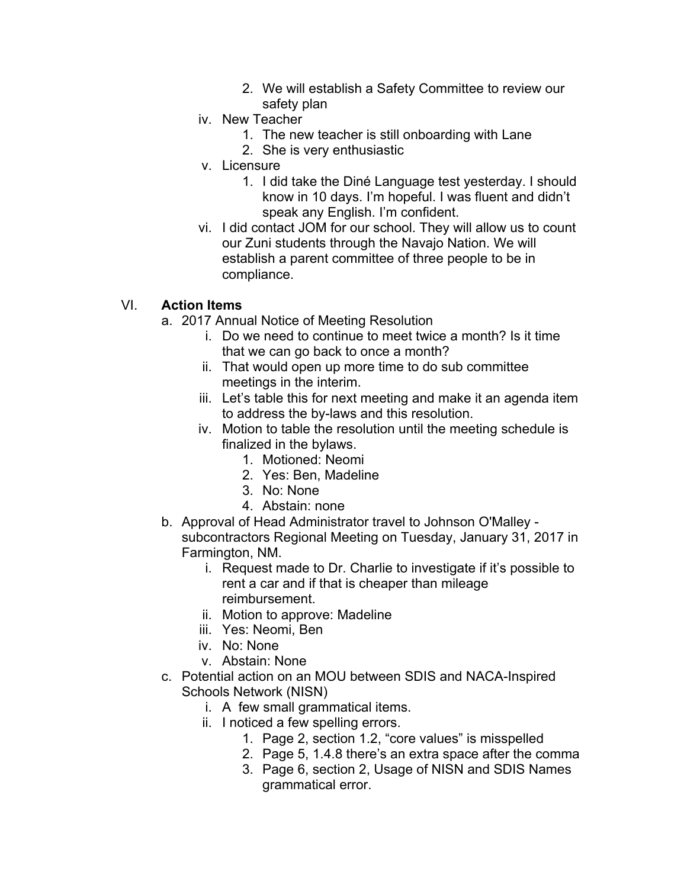2. We will establish a Safety Committee to review our safety plan

   iv. New Teacher
      1. The new teacher is still onboarding with Lane
      2. She is very enthusiastic

   v. Licensure
      1. I did take the Diné Language test yesterday. I should know in 10 days. I'm hopeful. I was fluent and didn't speak any English. I'm confident.

   vi. I did contact JOM for our school. They will allow us to count our Zuni students through the Navajo Nation. We will establish a parent committee of three people to be in compliance.

## VI. **Action Items**

a. 2017 Annual Notice of Meeting Resolution
   i. Do we need to continue to meet twice a month? Is it time that we can go back to once a month?
   ii. That would open up more time to do sub committee meetings in the interim.
   iii. Let's table this for next meeting and make it an agenda item to address the by-laws and this resolution.
   iv. Motion to table the resolution until the meeting schedule is finalized in the bylaws.
      1. Motioned: Neomi
      2. Yes: Ben, Madeline
      3. No: None
      4. Abstain: none

b. Approval of Head Administrator travel to Johnson O'Malley - subcontractors Regional Meeting on Tuesday, January 31, 2017 in Farmington, NM.
   i. Request made to Dr. Charlie to investigate if it's possible to rent a car and if that is cheaper than mileage reimbursement.
   ii. Motion to approve: Madeline
   iii. Yes: Neomi, Ben
   iv. No: None
   v. Abstain: None

c. Potential action on an MOU between SDIS and NACA-Inspired Schools Network (NISN)
   i. A few small grammatical items.
   ii. I noticed a few spelling errors.
      1. Page 2, section 1.2, "core values" is misspelled
      2. Page 5, 1.4.8 there's an extra space after the comma
      3. Page 6, section 2, Usage of NISN and SDIS Names grammatical error.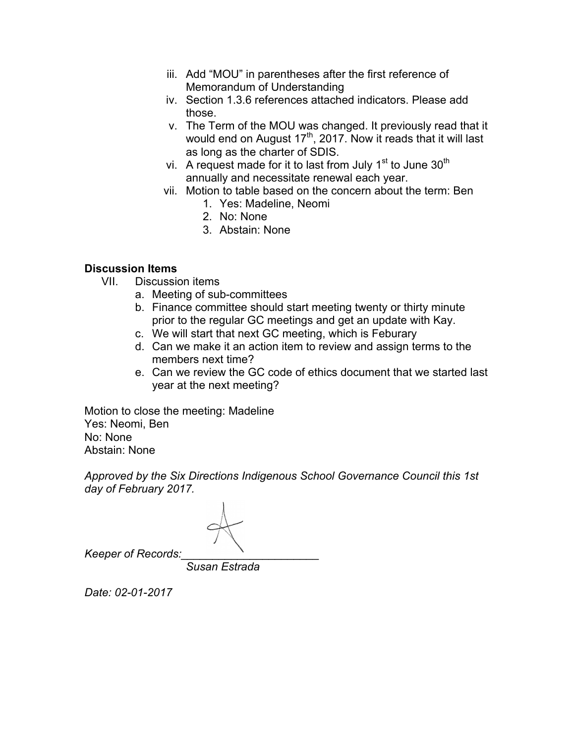iii. Add "MOU" in parentheses after the first reference of Memorandum of Understanding
   iv. Section 1.3.6 references attached indicators. Please add those.
   v. The Term of the MOU was changed. It previously read that it would end on August 17th, 2017. Now it reads that it will last as long as the charter of SDIS.
   vi. A request made for it to last from July 1st to June 30th annually and necessitate renewal each year.
   vii. Motion to table based on the concern about the term: Ben
      1. Yes: Madeline, Neomi
      2. No: None
      3. Abstain: None

**Discussion Items**

VII. Discussion items
   a. Meeting of sub-committees
   b. Finance committee should start meeting twenty or thirty minute prior to the regular GC meetings and get an update with Kay.
   c. We will start that next GC meeting, which is Feburary
   d. Can we make it an action item to review and assign terms to the members next time?
   e. Can we review the GC code of ethics document that we started last year at the next meeting?

Motion to close the meeting: Madeline
Yes: Neomi, Ben
No: None
Abstain: None

*Approved by the Six Directions Indigenous School Governance Council this 1st day of February 2017.*

*Keeper of Records:*\_\_\_\_\_\_\_\_\_\_\_\_\_\_\_\_\_\_\_\_\_\_
*Susan Estrada*

*Date: 02-01-2017*